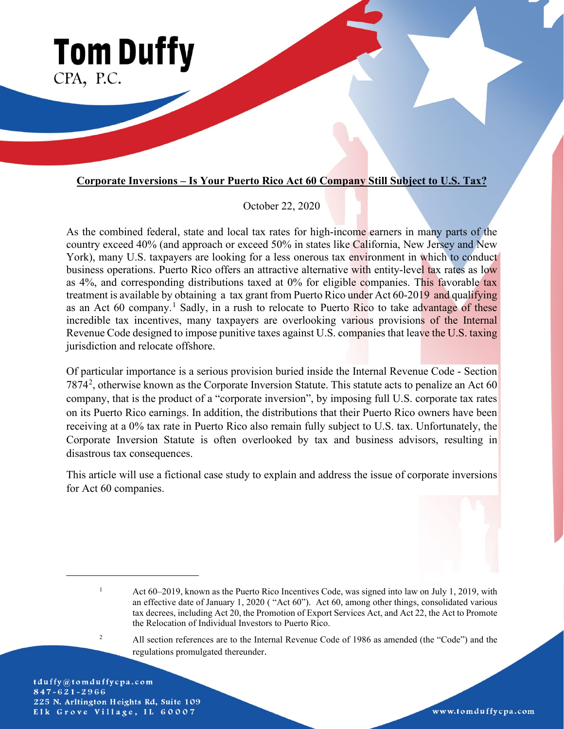# Tom Duffy
CPA, P.C.

**Corporate Inversions – Is Your Puerto Rico Act 60 Company Still Subject to U.S. Tax?**

October 22, 2020

As the combined federal, state and local tax rates for high-income earners in many parts of the country exceed 40% (and approach or exceed 50% in states like California, New Jersey and New York), many U.S. taxpayers are looking for a less onerous tax environment in which to conduct business operations. Puerto Rico offers an attractive alternative with entity-level tax rates as low as 4%, and corresponding distributions taxed at 0% for eligible companies. This favorable tax treatment is available by obtaining a tax grant from Puerto Rico under Act 60-2019 and qualifying as an Act 60 company.[1] Sadly, in a rush to relocate to Puerto Rico to take advantage of these incredible tax incentives, many taxpayers are overlooking various provisions of the Internal Revenue Code designed to impose punitive taxes against U.S. companies that leave the U.S. taxing jurisdiction and relocate offshore.

Of particular importance is a serious provision buried inside the Internal Revenue Code - Section 7874[2], otherwise known as the Corporate Inversion Statute. This statute acts to penalize an Act 60 company, that is the product of a "corporate inversion", by imposing full U.S. corporate tax rates on its Puerto Rico earnings. In addition, the distributions that their Puerto Rico owners have been receiving at a 0% tax rate in Puerto Rico also remain fully subject to U.S. tax. Unfortunately, the Corporate Inversion Statute is often overlooked by tax and business advisors, resulting in disastrous tax consequences.

This article will use a fictional case study to explain and address the issue of corporate inversions for Act 60 companies.

---

[1] Act 60–2019, known as the Puerto Rico Incentives Code, was signed into law on July 1, 2019, with an effective date of January 1, 2020 ( "Act 60"). Act 60, among other things, consolidated various tax decrees, including Act 20, the Promotion of Export Services Act, and Act 22, the Act to Promote the Relocation of Individual Investors to Puerto Rico.

[2] All section references are to the Internal Revenue Code of 1986 as amended (the "Code") and the regulations promulgated thereunder.

tduffy@tomduffycpa.com
847-621-2966
225 N. Arltington Heights Rd, Suite 109
Elk Grove Village, IL 60007

www.tomduffycpa.com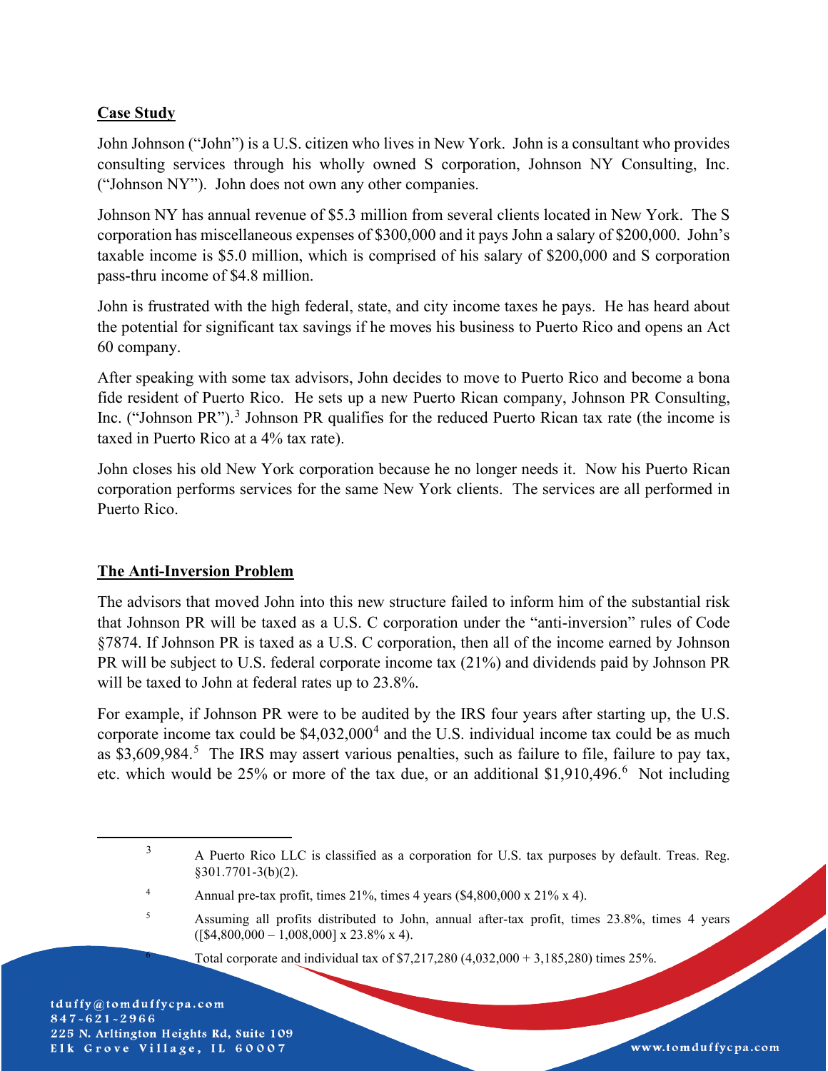**Case Study**

John Johnson ("John") is a U.S. citizen who lives in New York. John is a consultant who provides consulting services through his wholly owned S corporation, Johnson NY Consulting, Inc. ("Johnson NY"). John does not own any other companies.

Johnson NY has annual revenue of $5.3 million from several clients located in New York. The S corporation has miscellaneous expenses of $300,000 and it pays John a salary of $200,000. John's taxable income is $5.0 million, which is comprised of his salary of $200,000 and S corporation pass-thru income of $4.8 million.

John is frustrated with the high federal, state, and city income taxes he pays. He has heard about the potential for significant tax savings if he moves his business to Puerto Rico and opens an Act 60 company.

After speaking with some tax advisors, John decides to move to Puerto Rico and become a bona fide resident of Puerto Rico. He sets up a new Puerto Rican company, Johnson PR Consulting, Inc. ("Johnson PR").[3] Johnson PR qualifies for the reduced Puerto Rican tax rate (the income is taxed in Puerto Rico at a 4% tax rate).

John closes his old New York corporation because he no longer needs it. Now his Puerto Rican corporation performs services for the same New York clients. The services are all performed in Puerto Rico.

**The Anti-Inversion Problem**

The advisors that moved John into this new structure failed to inform him of the substantial risk that Johnson PR will be taxed as a U.S. C corporation under the "anti-inversion" rules of Code §7874. If Johnson PR is taxed as a U.S. C corporation, then all of the income earned by Johnson PR will be subject to U.S. federal corporate income tax (21%) and dividends paid by Johnson PR will be taxed to John at federal rates up to 23.8%.

For example, if Johnson PR were to be audited by the IRS four years after starting up, the U.S. corporate income tax could be $4,032,000[4] and the U.S. individual income tax could be as much as $3,609,984.[5] The IRS may assert various penalties, such as failure to file, failure to pay tax, etc. which would be 25% or more of the tax due, or an additional $1,910,496.[6] Not including

---

[3] A Puerto Rico LLC is classified as a corporation for U.S. tax purposes by default. Treas. Reg. §301.7701-3(b)(2).

[4] Annual pre-tax profit, times 21%, times 4 years ($4,800,000 x 21% x 4).

[5] Assuming all profits distributed to John, annual after-tax profit, times 23.8%, times 4 years ([$4,800,000 – 1,008,000] x 23.8% x 4).

[6] Total corporate and individual tax of $7,217,280 (4,032,000 + 3,185,280) times 25%.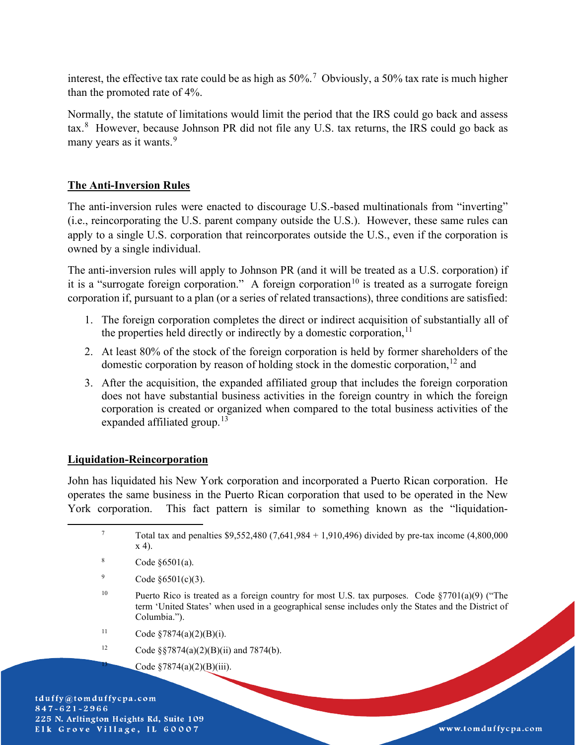interest, the effective tax rate could be as high as 50%.[7] Obviously, a 50% tax rate is much higher than the promoted rate of 4%.

Normally, the statute of limitations would limit the period that the IRS could go back and assess tax.[8] However, because Johnson PR did not file any U.S. tax returns, the IRS could go back as many years as it wants.[9]

## The Anti-Inversion Rules

The anti-inversion rules were enacted to discourage U.S.-based multinationals from "inverting" (i.e., reincorporating the U.S. parent company outside the U.S.). However, these same rules can apply to a single U.S. corporation that reincorporates outside the U.S., even if the corporation is owned by a single individual.

The anti-inversion rules will apply to Johnson PR (and it will be treated as a U.S. corporation) if it is a "surrogate foreign corporation." A foreign corporation[10] is treated as a surrogate foreign corporation if, pursuant to a plan (or a series of related transactions), three conditions are satisfied:

1. The foreign corporation completes the direct or indirect acquisition of substantially all of the properties held directly or indirectly by a domestic corporation,[11]
2. At least 80% of the stock of the foreign corporation is held by former shareholders of the domestic corporation by reason of holding stock in the domestic corporation,[12] and
3. After the acquisition, the expanded affiliated group that includes the foreign corporation does not have substantial business activities in the foreign country in which the foreign corporation is created or organized when compared to the total business activities of the expanded affiliated group.[13]

## Liquidation-Reincorporation

John has liquidated his New York corporation and incorporated a Puerto Rican corporation. He operates the same business in the Puerto Rican corporation that used to be operated in the New York corporation. This fact pattern is similar to something known as the "liquidation-

---

[7] Total tax and penalties $9,552,480 (7,641,984 + 1,910,496) divided by pre-tax income (4,800,000 x 4).

[8] Code §6501(a).

[9] Code §6501(c)(3).

[10] Puerto Rico is treated as a foreign country for most U.S. tax purposes. Code §7701(a)(9) ("The term 'United States' when used in a geographical sense includes only the States and the District of Columbia.").

[11] Code §7874(a)(2)(B)(i).

[12] Code §§7874(a)(2)(B)(ii) and 7874(b).

[13] Code §7874(a)(2)(B)(iii).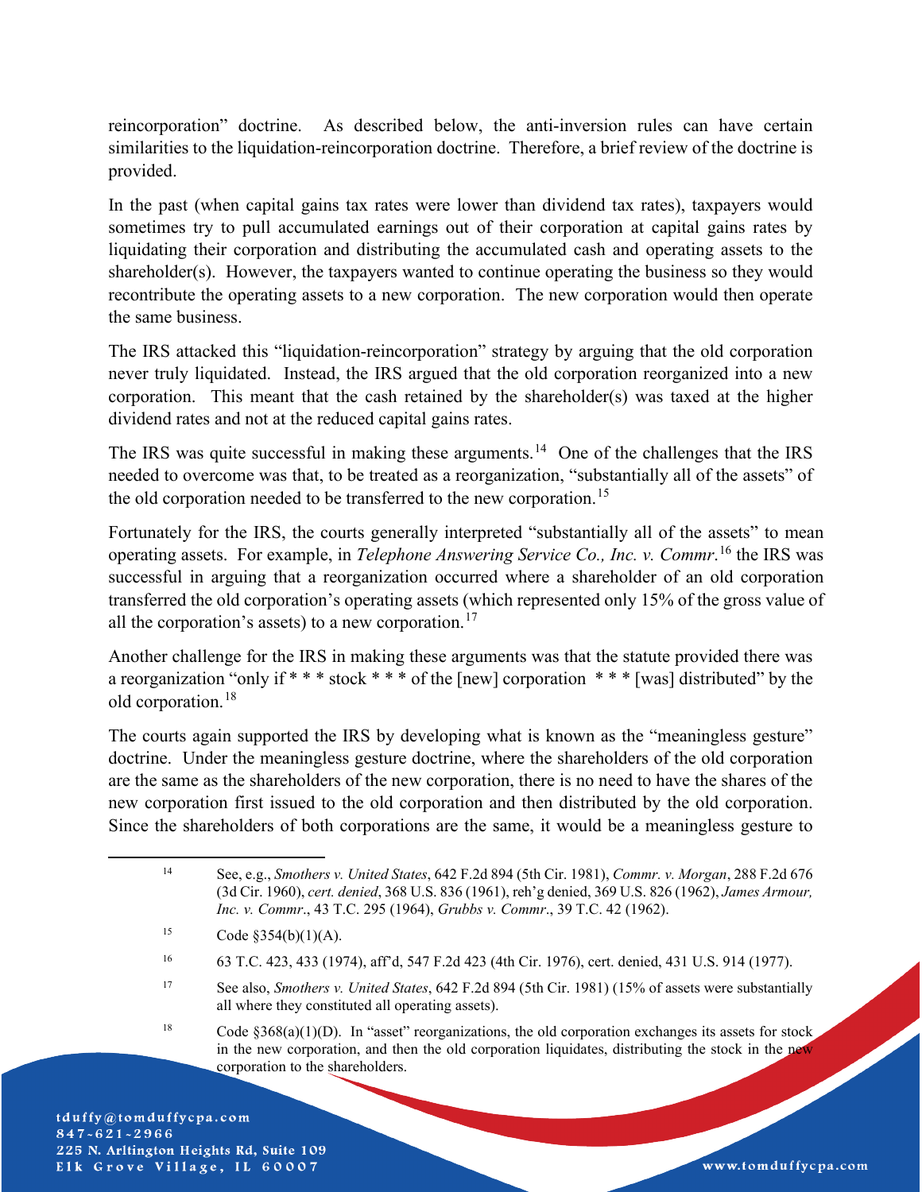reincorporation" doctrine. As described below, the anti-inversion rules can have certain similarities to the liquidation-reincorporation doctrine. Therefore, a brief review of the doctrine is provided.

In the past (when capital gains tax rates were lower than dividend tax rates), taxpayers would sometimes try to pull accumulated earnings out of their corporation at capital gains rates by liquidating their corporation and distributing the accumulated cash and operating assets to the shareholder(s). However, the taxpayers wanted to continue operating the business so they would recontribute the operating assets to a new corporation. The new corporation would then operate the same business.

The IRS attacked this "liquidation-reincorporation" strategy by arguing that the old corporation never truly liquidated. Instead, the IRS argued that the old corporation reorganized into a new corporation. This meant that the cash retained by the shareholder(s) was taxed at the higher dividend rates and not at the reduced capital gains rates.

The IRS was quite successful in making these arguments.[14] One of the challenges that the IRS needed to overcome was that, to be treated as a reorganization, "substantially all of the assets" of the old corporation needed to be transferred to the new corporation.[15]

Fortunately for the IRS, the courts generally interpreted "substantially all of the assets" to mean operating assets. For example, in *Telephone Answering Service Co., Inc. v. Commr.*[16] the IRS was successful in arguing that a reorganization occurred where a shareholder of an old corporation transferred the old corporation's operating assets (which represented only 15% of the gross value of all the corporation's assets) to a new corporation.[17]

Another challenge for the IRS in making these arguments was that the statute provided there was a reorganization "only if * * * stock * * * of the [new] corporation * * * [was] distributed" by the old corporation.[18]

The courts again supported the IRS by developing what is known as the "meaningless gesture" doctrine. Under the meaningless gesture doctrine, where the shareholders of the old corporation are the same as the shareholders of the new corporation, there is no need to have the shares of the new corporation first issued to the old corporation and then distributed by the old corporation. Since the shareholders of both corporations are the same, it would be a meaningless gesture to

---

[14] See, e.g., *Smothers v. United States*, 642 F.2d 894 (5th Cir. 1981), *Commr. v. Morgan*, 288 F.2d 676 (3d Cir. 1960), *cert. denied*, 368 U.S. 836 (1961), reh'g denied, 369 U.S. 826 (1962), *James Armour, Inc. v. Commr*., 43 T.C. 295 (1964), *Grubbs v. Commr*., 39 T.C. 42 (1962).

[15] Code §354(b)(1)(A).

[16] 63 T.C. 423, 433 (1974), aff'd, 547 F.2d 423 (4th Cir. 1976), cert. denied, 431 U.S. 914 (1977).

[17] See also, *Smothers v. United States*, 642 F.2d 894 (5th Cir. 1981) (15% of assets were substantially all where they constituted all operating assets).

[18] Code §368(a)(1)(D). In "asset" reorganizations, the old corporation exchanges its assets for stock in the new corporation, and then the old corporation liquidates, distributing the stock in the new corporation to the shareholders.

tduffy@tomduffycpa.com
847-621-2966
225 N. Arltington Heights Rd, Suite 109
Elk Grove Village, IL 60007

www.tomduffycpa.com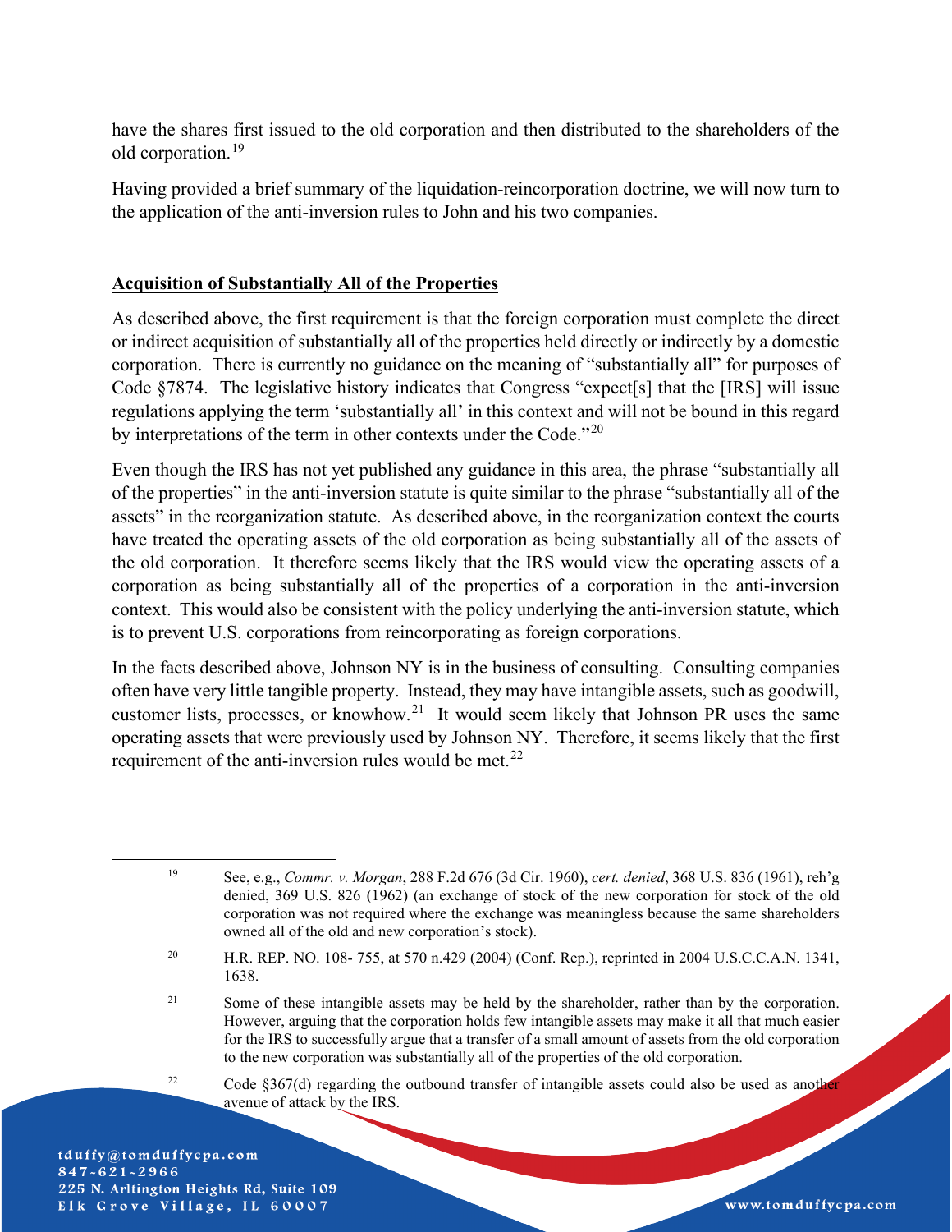have the shares first issued to the old corporation and then distributed to the shareholders of the old corporation.[19]

Having provided a brief summary of the liquidation-reincorporation doctrine, we will now turn to the application of the anti-inversion rules to John and his two companies.

## **Acquisition of Substantially All of the Properties**

As described above, the first requirement is that the foreign corporation must complete the direct or indirect acquisition of substantially all of the properties held directly or indirectly by a domestic corporation. There is currently no guidance on the meaning of "substantially all" for purposes of Code §7874. The legislative history indicates that Congress "expect[s] that the [IRS] will issue regulations applying the term 'substantially all' in this context and will not be bound in this regard by interpretations of the term in other contexts under the Code."[20]

Even though the IRS has not yet published any guidance in this area, the phrase "substantially all of the properties" in the anti-inversion statute is quite similar to the phrase "substantially all of the assets" in the reorganization statute. As described above, in the reorganization context the courts have treated the operating assets of the old corporation as being substantially all of the assets of the old corporation. It therefore seems likely that the IRS would view the operating assets of a corporation as being substantially all of the properties of a corporation in the anti-inversion context. This would also be consistent with the policy underlying the anti-inversion statute, which is to prevent U.S. corporations from reincorporating as foreign corporations.

In the facts described above, Johnson NY is in the business of consulting. Consulting companies often have very little tangible property. Instead, they may have intangible assets, such as goodwill, customer lists, processes, or knowhow.[21] It would seem likely that Johnson PR uses the same operating assets that were previously used by Johnson NY. Therefore, it seems likely that the first requirement of the anti-inversion rules would be met.[22]

---

[19] See, e.g., *Commr. v. Morgan*, 288 F.2d 676 (3d Cir. 1960), *cert. denied*, 368 U.S. 836 (1961), reh'g denied, 369 U.S. 826 (1962) (an exchange of stock of the new corporation for stock of the old corporation was not required where the exchange was meaningless because the same shareholders owned all of the old and new corporation's stock).

[20] H.R. REP. NO. 108- 755, at 570 n.429 (2004) (Conf. Rep.), reprinted in 2004 U.S.C.C.A.N. 1341, 1638.

[21] Some of these intangible assets may be held by the shareholder, rather than by the corporation. However, arguing that the corporation holds few intangible assets may make it all that much easier for the IRS to successfully argue that a transfer of a small amount of assets from the old corporation to the new corporation was substantially all of the properties of the old corporation.

[22] Code §367(d) regarding the outbound transfer of intangible assets could also be used as another avenue of attack by the IRS.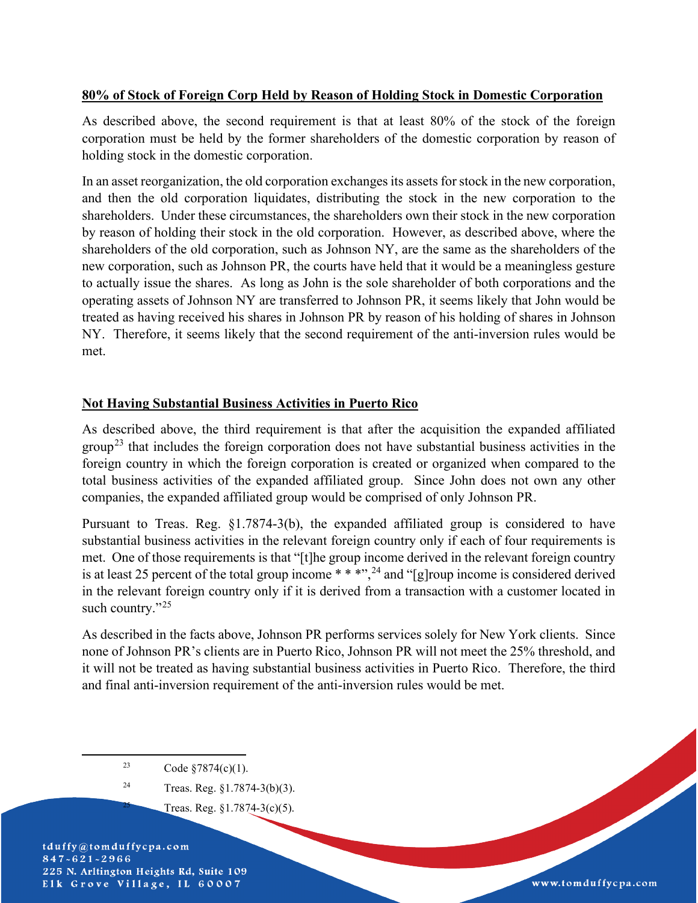**80% of Stock of Foreign Corp Held by Reason of Holding Stock in Domestic Corporation**

As described above, the second requirement is that at least 80% of the stock of the foreign corporation must be held by the former shareholders of the domestic corporation by reason of holding stock in the domestic corporation.

In an asset reorganization, the old corporation exchanges its assets for stock in the new corporation, and then the old corporation liquidates, distributing the stock in the new corporation to the shareholders. Under these circumstances, the shareholders own their stock in the new corporation by reason of holding their stock in the old corporation. However, as described above, where the shareholders of the old corporation, such as Johnson NY, are the same as the shareholders of the new corporation, such as Johnson PR, the courts have held that it would be a meaningless gesture to actually issue the shares. As long as John is the sole shareholder of both corporations and the operating assets of Johnson NY are transferred to Johnson PR, it seems likely that John would be treated as having received his shares in Johnson PR by reason of his holding of shares in Johnson NY. Therefore, it seems likely that the second requirement of the anti-inversion rules would be met.

**Not Having Substantial Business Activities in Puerto Rico**

As described above, the third requirement is that after the acquisition the expanded affiliated group[23] that includes the foreign corporation does not have substantial business activities in the foreign country in which the foreign corporation is created or organized when compared to the total business activities of the expanded affiliated group. Since John does not own any other companies, the expanded affiliated group would be comprised of only Johnson PR.

Pursuant to Treas. Reg. §1.7874-3(b), the expanded affiliated group is considered to have substantial business activities in the relevant foreign country only if each of four requirements is met. One of those requirements is that "[t]he group income derived in the relevant foreign country is at least 25 percent of the total group income * * *",[24] and "[g]roup income is considered derived in the relevant foreign country only if it is derived from a transaction with a customer located in such country."[25]

As described in the facts above, Johnson PR performs services solely for New York clients. Since none of Johnson PR's clients are in Puerto Rico, Johnson PR will not meet the 25% threshold, and it will not be treated as having substantial business activities in Puerto Rico. Therefore, the third and final anti-inversion requirement of the anti-inversion rules would be met.

---

[23] Code §7874(c)(1).

[24] Treas. Reg. §1.7874-3(b)(3).

[25] Treas. Reg. §1.7874-3(c)(5).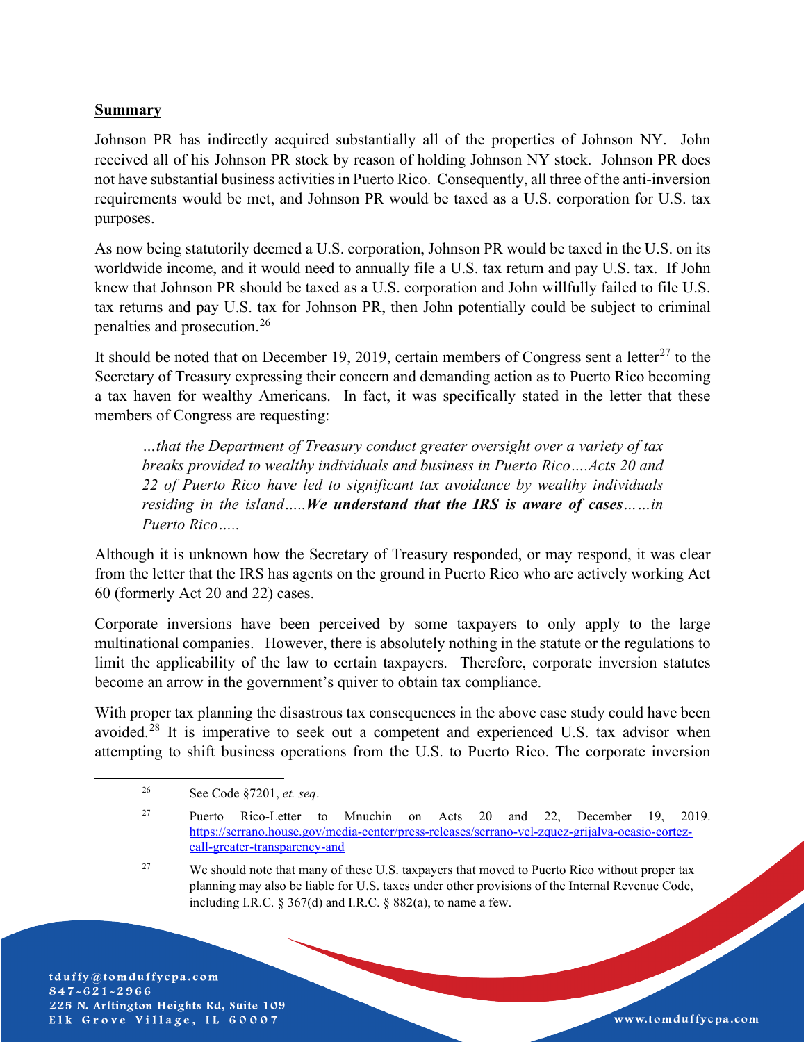**Summary**

Johnson PR has indirectly acquired substantially all of the properties of Johnson NY. John received all of his Johnson PR stock by reason of holding Johnson NY stock. Johnson PR does not have substantial business activities in Puerto Rico. Consequently, all three of the anti-inversion requirements would be met, and Johnson PR would be taxed as a U.S. corporation for U.S. tax purposes.

As now being statutorily deemed a U.S. corporation, Johnson PR would be taxed in the U.S. on its worldwide income, and it would need to annually file a U.S. tax return and pay U.S. tax. If John knew that Johnson PR should be taxed as a U.S. corporation and John willfully failed to file U.S. tax returns and pay U.S. tax for Johnson PR, then John potentially could be subject to criminal penalties and prosecution.[26]

It should be noted that on December 19, 2019, certain members of Congress sent a letter[27] to the Secretary of Treasury expressing their concern and demanding action as to Puerto Rico becoming a tax haven for wealthy Americans. In fact, it was specifically stated in the letter that these members of Congress are requesting:

> *…that the Department of Treasury conduct greater oversight over a variety of tax breaks provided to wealthy individuals and business in Puerto Rico….Acts 20 and 22 of Puerto Rico have led to significant tax avoidance by wealthy individuals residing in the island…..**We understand that the IRS is aware of cases**……in Puerto Rico…..*

Although it is unknown how the Secretary of Treasury responded, or may respond, it was clear from the letter that the IRS has agents on the ground in Puerto Rico who are actively working Act 60 (formerly Act 20 and 22) cases.

Corporate inversions have been perceived by some taxpayers to only apply to the large multinational companies. However, there is absolutely nothing in the statute or the regulations to limit the applicability of the law to certain taxpayers. Therefore, corporate inversion statutes become an arrow in the government's quiver to obtain tax compliance.

With proper tax planning the disastrous tax consequences in the above case study could have been avoided.[28] It is imperative to seek out a competent and experienced U.S. tax advisor when attempting to shift business operations from the U.S. to Puerto Rico. The corporate inversion

---

[26] See Code §7201, *et. seq*.

[27] Puerto Rico-Letter to Mnuchin on Acts 20 and 22, December 19, 2019. https://serrano.house.gov/media-center/press-releases/serrano-vel-zquez-grijalva-ocasio-cortez-call-greater-transparency-and

[27] We should note that many of these U.S. taxpayers that moved to Puerto Rico without proper tax planning may also be liable for U.S. taxes under other provisions of the Internal Revenue Code, including I.R.C. § 367(d) and I.R.C. § 882(a), to name a few.

tduffy@tomduffycpa.com
847-621-2966
225 N. Arltington Heights Rd, Suite 109
Elk Grove Village, IL 60007

www.tomduffycpa.com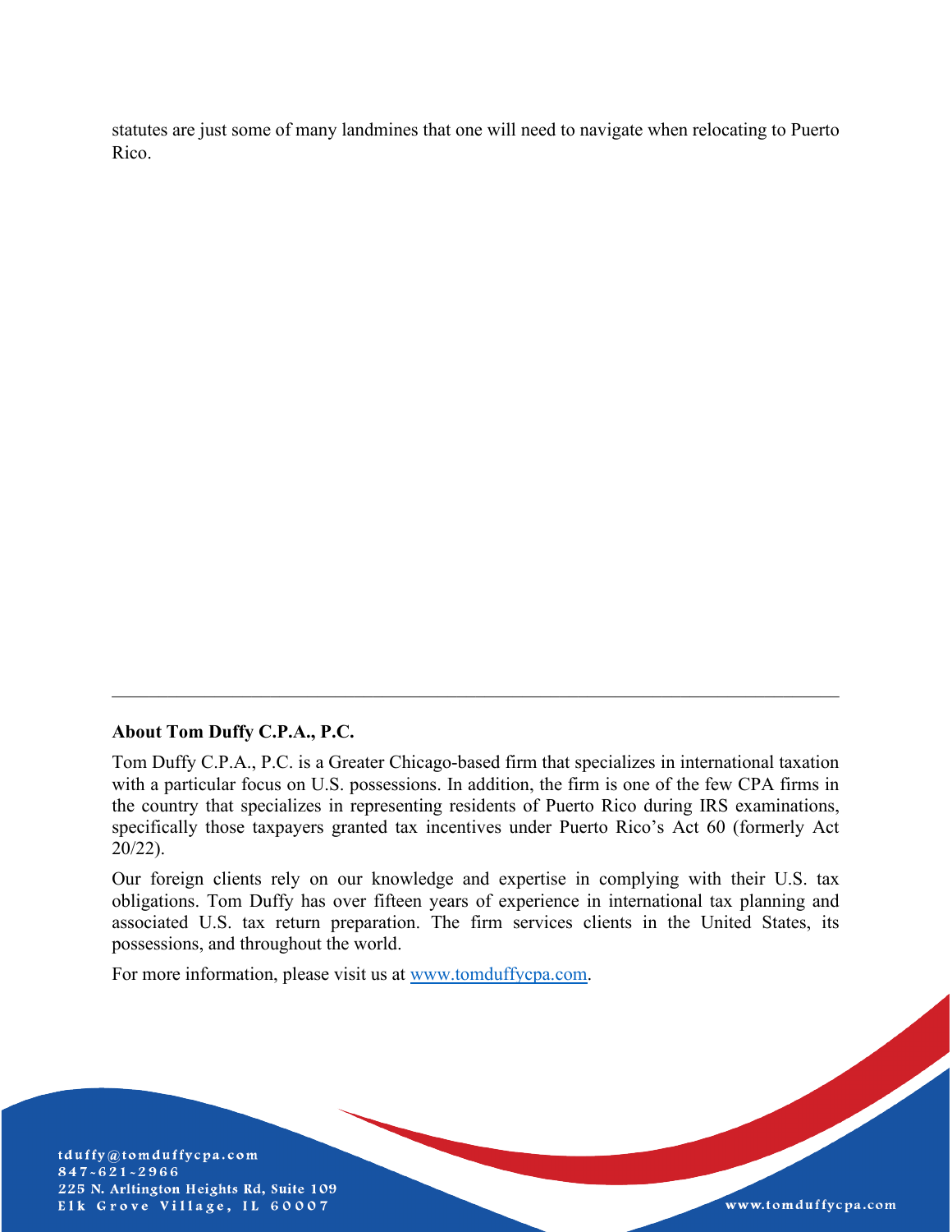statutes are just some of many landmines that one will need to navigate when relocating to Puerto Rico.

---

**About Tom Duffy C.P.A., P.C.**

Tom Duffy C.P.A., P.C. is a Greater Chicago-based firm that specializes in international taxation with a particular focus on U.S. possessions. In addition, the firm is one of the few CPA firms in the country that specializes in representing residents of Puerto Rico during IRS examinations, specifically those taxpayers granted tax incentives under Puerto Rico's Act 60 (formerly Act 20/22).

Our foreign clients rely on our knowledge and expertise in complying with their U.S. tax obligations. Tom Duffy has over fifteen years of experience in international tax planning and associated U.S. tax return preparation. The firm services clients in the United States, its possessions, and throughout the world.

For more information, please visit us at [www.tomduffycpa.com](http://www.tomduffycpa.com).

tduffy@tomduffycpa.com
847-621-2966
225 N. Arltington Heights Rd, Suite 109
Elk Grove Village, IL 60007

www.tomduffycpa.com